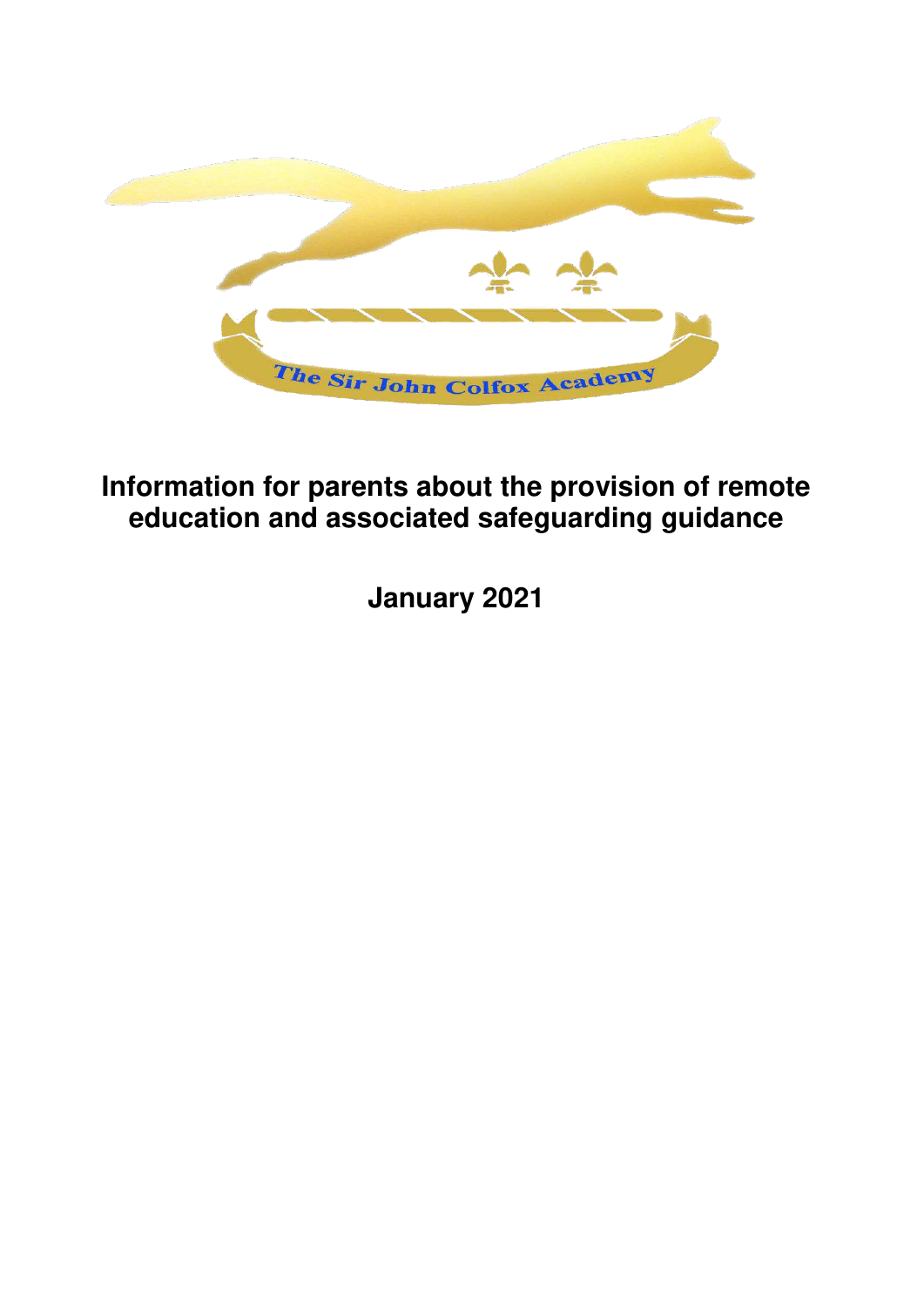The Sir John Colfox Academy

# Information for parents about the provision of remote education and associated safeguarding guidance

**January 2021**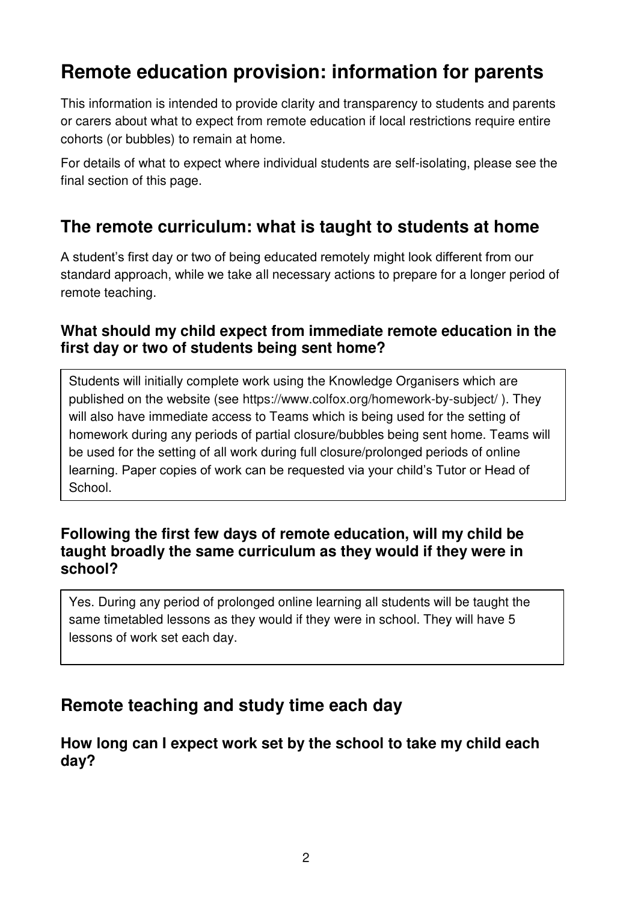# Remote education provision: information for parents

This information is intended to provide clarity and transparency to students and parents or carers about what to expect from remote education if local restrictions require entire cohorts (or bubbles) to remain at home.

For details of what to expect where individual students are self-isolating, please see the final section of this page.

## The remote curriculum: what is taught to students at home

A student's first day or two of being educated remotely might look different from our standard approach, while we take all necessary actions to prepare for a longer period of remote teaching.

### What should my child expect from immediate remote education in the first day or two of students being sent home?

Students will initially complete work using the Knowledge Organisers which are published on the website (see https://www.colfox.org/homework-by-subject/ ). They will also have immediate access to Teams which is being used for the setting of homework during any periods of partial closure/bubbles being sent home. Teams will be used for the setting of all work during full closure/prolonged periods of online learning. Paper copies of work can be requested via your child's Tutor or Head of School.

### Following the first few days of remote education, will my child be taught broadly the same curriculum as they would if they were in school?

Yes. During any period of prolonged online learning all students will be taught the same timetabled lessons as they would if they were in school. They will have 5 lessons of work set each day.

## Remote teaching and study time each day

### How long can I expect work set by the school to take my child each day?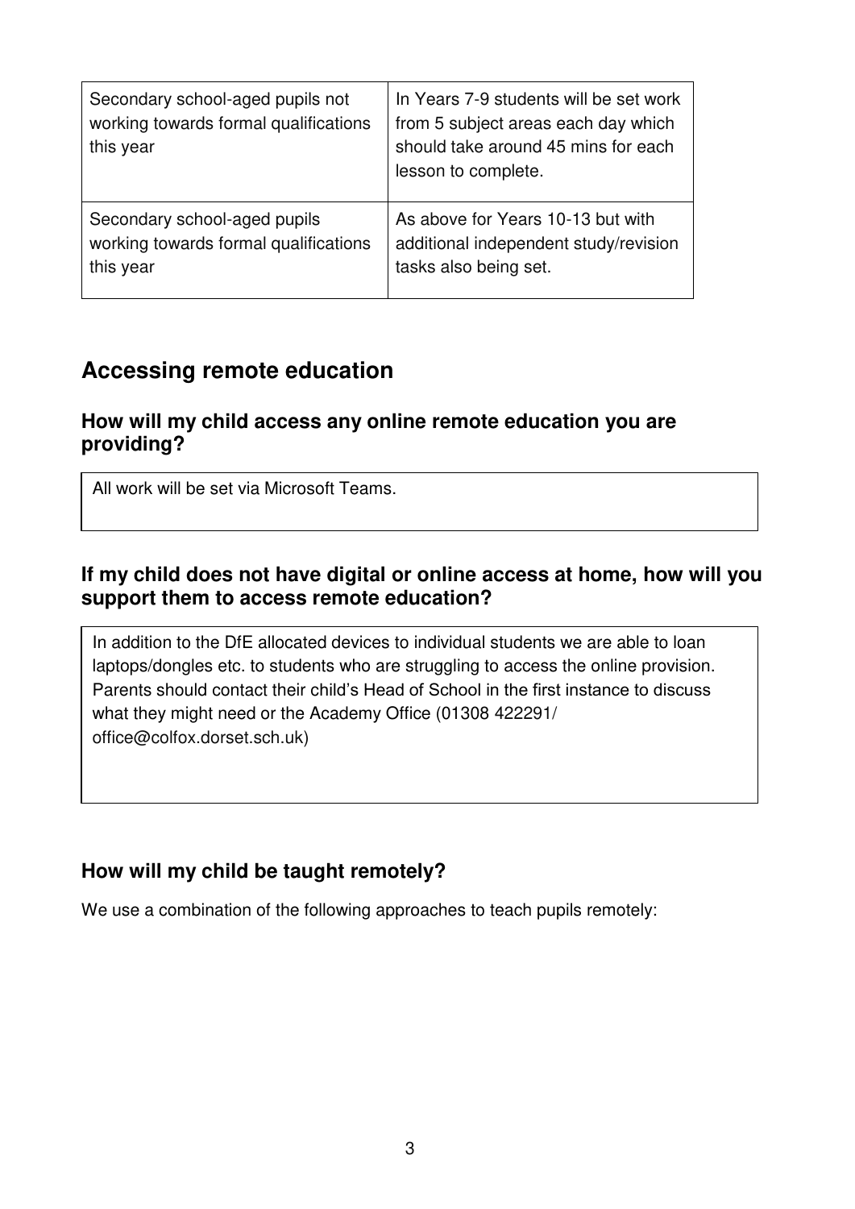| | |
|---|---|
| Secondary school-aged pupils not working towards formal qualifications this year | In Years 7-9 students will be set work from 5 subject areas each day which should take around 45 mins for each lesson to complete. |
| Secondary school-aged pupils working towards formal qualifications this year | As above for Years 10-13 but with additional independent study/revision tasks also being set. |

## Accessing remote education

### How will my child access any online remote education you are providing?

All work will be set via Microsoft Teams.

### If my child does not have digital or online access at home, how will you support them to access remote education?

In addition to the DfE allocated devices to individual students we are able to loan laptops/dongles etc. to students who are struggling to access the online provision. Parents should contact their child's Head of School in the first instance to discuss what they might need or the Academy Office (01308 422291/ office@colfox.dorset.sch.uk)

### How will my child be taught remotely?

We use a combination of the following approaches to teach pupils remotely: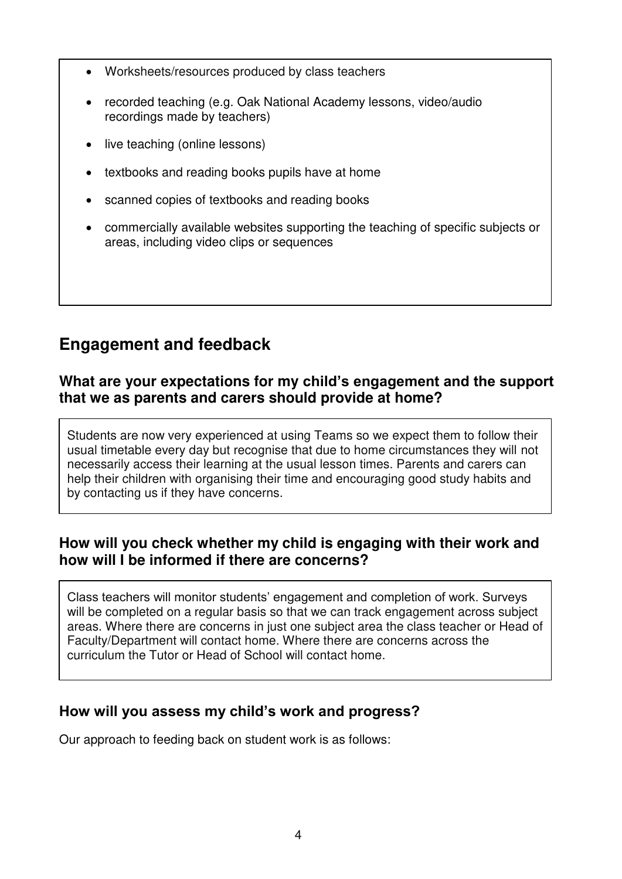- Worksheets/resources produced by class teachers
- recorded teaching (e.g. Oak National Academy lessons, video/audio recordings made by teachers)
- live teaching (online lessons)
- textbooks and reading books pupils have at home
- scanned copies of textbooks and reading books
- commercially available websites supporting the teaching of specific subjects or areas, including video clips or sequences

## Engagement and feedback

### What are your expectations for my child's engagement and the support that we as parents and carers should provide at home?

Students are now very experienced at using Teams so we expect them to follow their usual timetable every day but recognise that due to home circumstances they will not necessarily access their learning at the usual lesson times. Parents and carers can help their children with organising their time and encouraging good study habits and by contacting us if they have concerns.

### How will you check whether my child is engaging with their work and how will I be informed if there are concerns?

Class teachers will monitor students' engagement and completion of work. Surveys will be completed on a regular basis so that we can track engagement across subject areas. Where there are concerns in just one subject area the class teacher or Head of Faculty/Department will contact home. Where there are concerns across the curriculum the Tutor or Head of School will contact home.

### How will you assess my child's work and progress?

Our approach to feeding back on student work is as follows: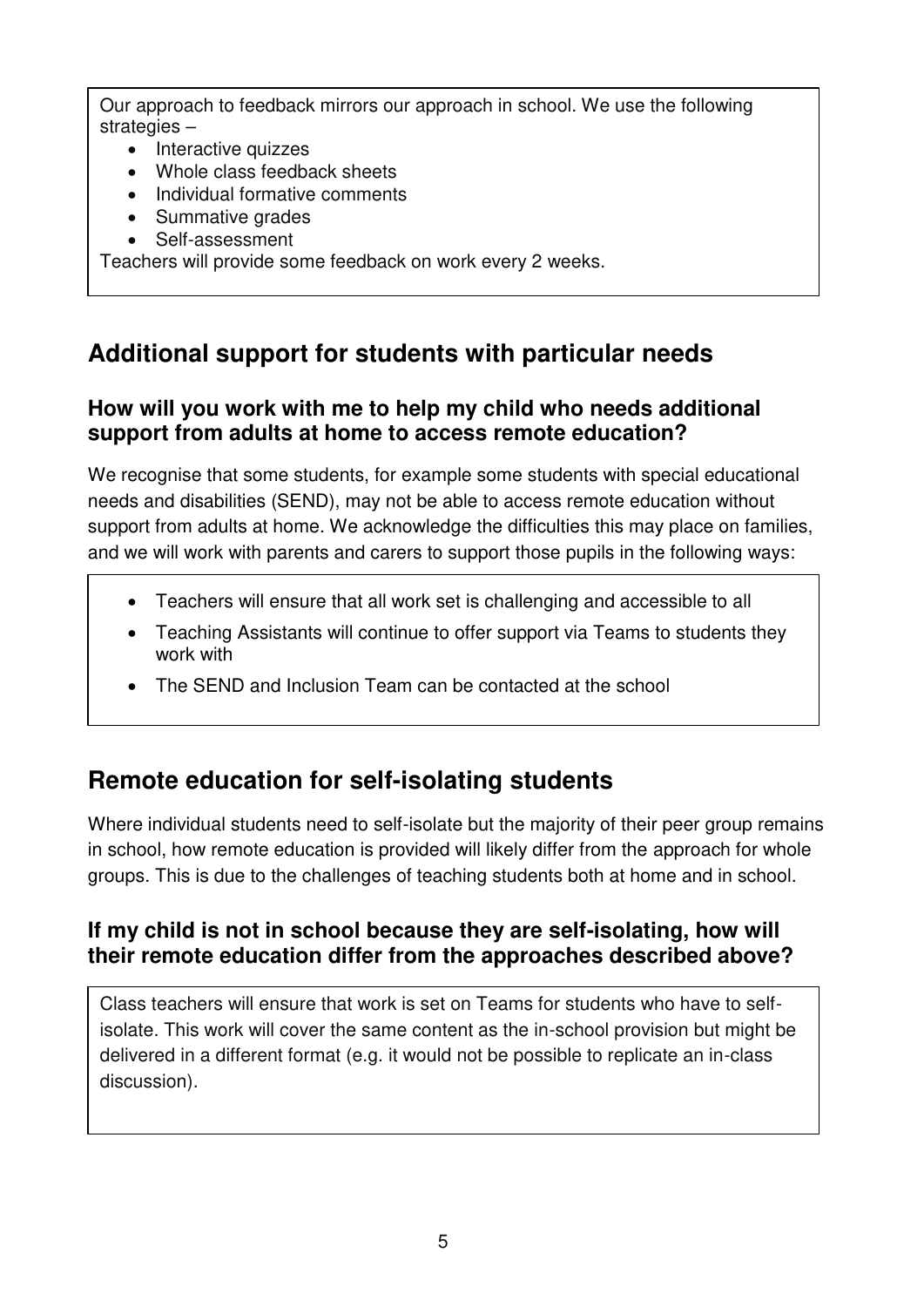Our approach to feedback mirrors our approach in school. We use the following strategies –

- Interactive quizzes
- Whole class feedback sheets
- Individual formative comments
- Summative grades
- Self-assessment

Teachers will provide some feedback on work every 2 weeks.

## Additional support for students with particular needs

### How will you work with me to help my child who needs additional support from adults at home to access remote education?

We recognise that some students, for example some students with special educational needs and disabilities (SEND), may not be able to access remote education without support from adults at home. We acknowledge the difficulties this may place on families, and we will work with parents and carers to support those pupils in the following ways:

- Teachers will ensure that all work set is challenging and accessible to all
- Teaching Assistants will continue to offer support via Teams to students they work with
- The SEND and Inclusion Team can be contacted at the school

## Remote education for self-isolating students

Where individual students need to self-isolate but the majority of their peer group remains in school, how remote education is provided will likely differ from the approach for whole groups. This is due to the challenges of teaching students both at home and in school.

### If my child is not in school because they are self-isolating, how will their remote education differ from the approaches described above?

Class teachers will ensure that work is set on Teams for students who have to self-isolate. This work will cover the same content as the in-school provision but might be delivered in a different format (e.g. it would not be possible to replicate an in-class discussion).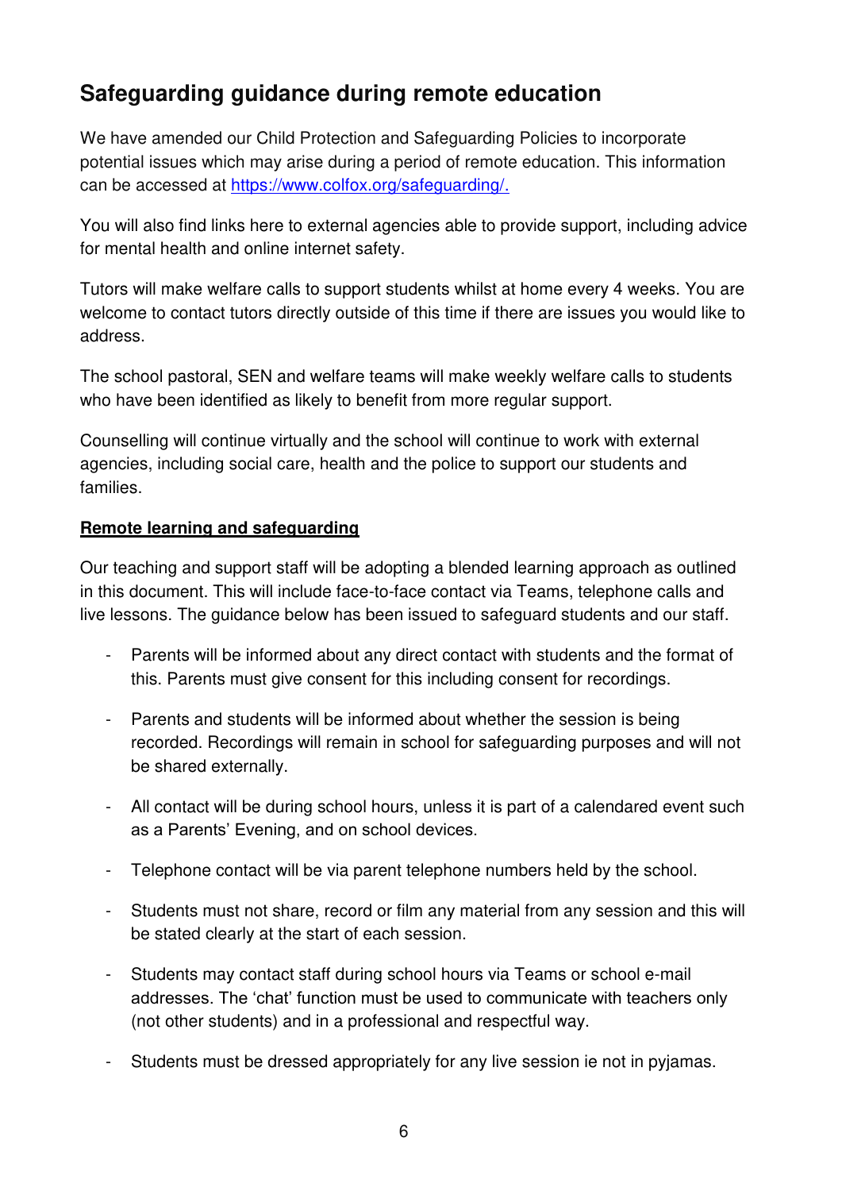## Safeguarding guidance during remote education

We have amended our Child Protection and Safeguarding Policies to incorporate potential issues which may arise during a period of remote education. This information can be accessed at [https://www.colfox.org/safeguarding/.](https://www.colfox.org/safeguarding/)

You will also find links here to external agencies able to provide support, including advice for mental health and online internet safety.

Tutors will make welfare calls to support students whilst at home every 4 weeks. You are welcome to contact tutors directly outside of this time if there are issues you would like to address.

The school pastoral, SEN and welfare teams will make weekly welfare calls to students who have been identified as likely to benefit from more regular support.

Counselling will continue virtually and the school will continue to work with external agencies, including social care, health and the police to support our students and families.

**Remote learning and safeguarding**

Our teaching and support staff will be adopting a blended learning approach as outlined in this document. This will include face-to-face contact via Teams, telephone calls and live lessons. The guidance below has been issued to safeguard students and our staff.

- Parents will be informed about any direct contact with students and the format of this. Parents must give consent for this including consent for recordings.
- Parents and students will be informed about whether the session is being recorded. Recordings will remain in school for safeguarding purposes and will not be shared externally.
- All contact will be during school hours, unless it is part of a calendared event such as a Parents' Evening, and on school devices.
- Telephone contact will be via parent telephone numbers held by the school.
- Students must not share, record or film any material from any session and this will be stated clearly at the start of each session.
- Students may contact staff during school hours via Teams or school e-mail addresses. The 'chat' function must be used to communicate with teachers only (not other students) and in a professional and respectful way.
- Students must be dressed appropriately for any live session ie not in pyjamas.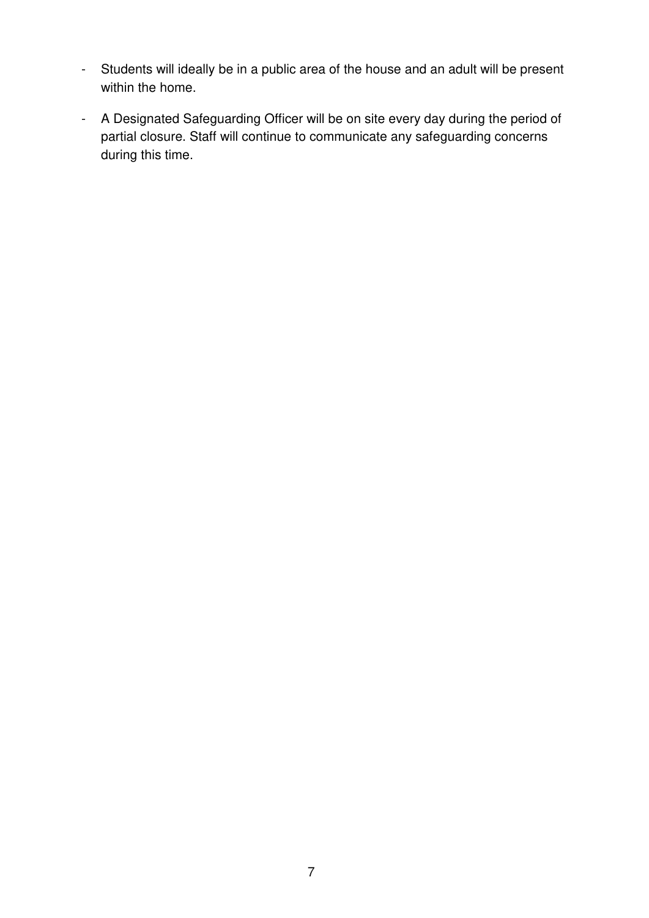- Students will ideally be in a public area of the house and an adult will be present within the home.
- A Designated Safeguarding Officer will be on site every day during the period of partial closure. Staff will continue to communicate any safeguarding concerns during this time.